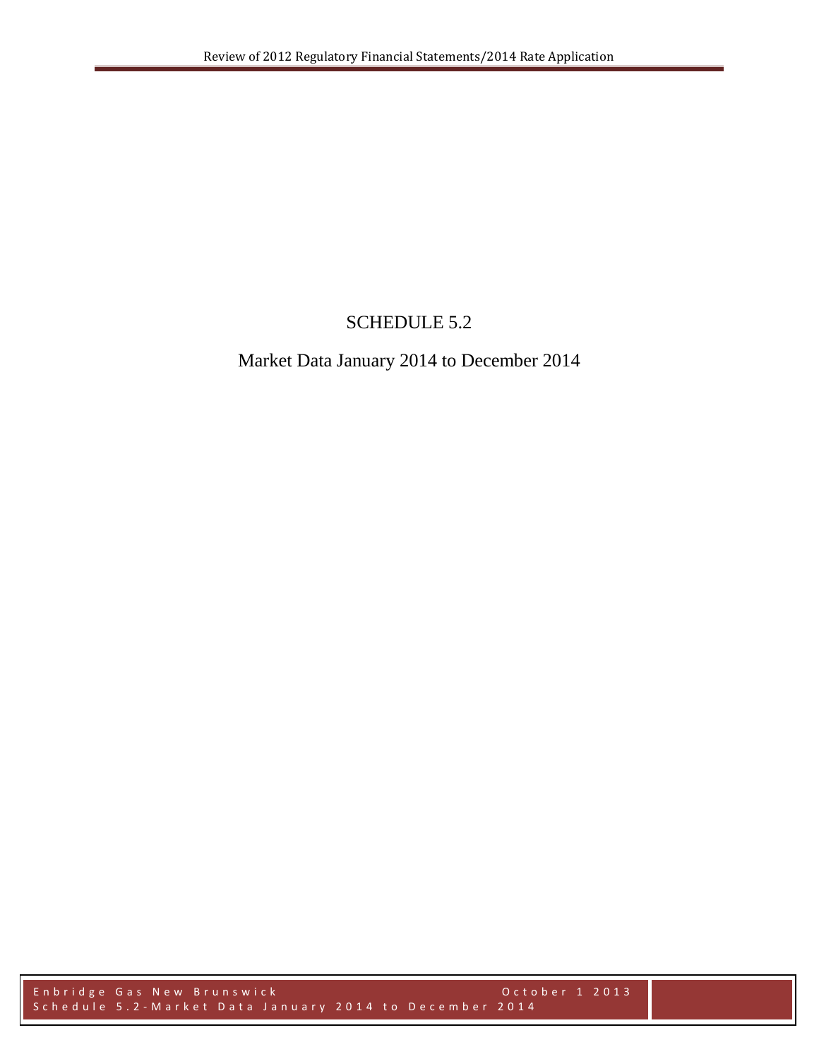# SCHEDULE 5.2

## Market Data January 2014 to December 2014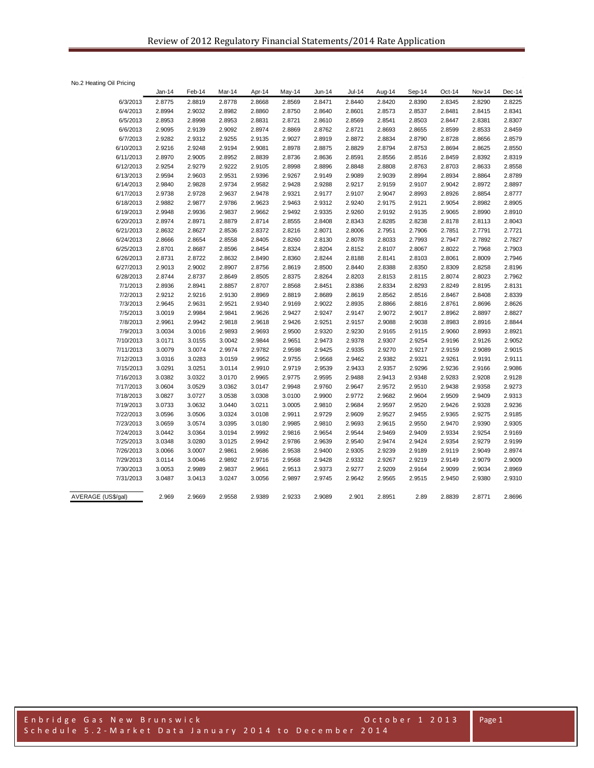No.2 Heating Oil Pricing

| | Jan-14 | Feb-14 | Mar-14 | Apr-14 | May-14 | Jun-14 | Jul-14 | Aug-14 | Sep-14 | Oct-14 | Nov-14 | Dec-14 |
|---|---|---|---|---|---|---|---|---|---|---|---|---|
| 6/3/2013 | 2.8775 | 2.8819 | 2.8778 | 2.8668 | 2.8569 | 2.8471 | 2.8440 | 2.8420 | 2.8390 | 2.8345 | 2.8290 | 2.8225 |
| 6/4/2013 | 2.8994 | 2.9032 | 2.8982 | 2.8860 | 2.8750 | 2.8640 | 2.8601 | 2.8573 | 2.8537 | 2.8481 | 2.8415 | 2.8341 |
| 6/5/2013 | 2.8953 | 2.8998 | 2.8953 | 2.8831 | 2.8721 | 2.8610 | 2.8569 | 2.8541 | 2.8503 | 2.8447 | 2.8381 | 2.8307 |
| 6/6/2013 | 2.9095 | 2.9139 | 2.9092 | 2.8974 | 2.8869 | 2.8762 | 2.8721 | 2.8693 | 2.8655 | 2.8599 | 2.8533 | 2.8459 |
| 6/7/2013 | 2.9282 | 2.9312 | 2.9255 | 2.9135 | 2.9027 | 2.8919 | 2.8872 | 2.8834 | 2.8790 | 2.8728 | 2.8656 | 2.8579 |
| 6/10/2013 | 2.9216 | 2.9248 | 2.9194 | 2.9081 | 2.8978 | 2.8875 | 2.8829 | 2.8794 | 2.8753 | 2.8694 | 2.8625 | 2.8550 |
| 6/11/2013 | 2.8970 | 2.9005 | 2.8952 | 2.8839 | 2.8736 | 2.8636 | 2.8591 | 2.8556 | 2.8516 | 2.8459 | 2.8392 | 2.8319 |
| 6/12/2013 | 2.9254 | 2.9279 | 2.9222 | 2.9105 | 2.8998 | 2.8896 | 2.8848 | 2.8808 | 2.8763 | 2.8703 | 2.8633 | 2.8558 |
| 6/13/2013 | 2.9594 | 2.9603 | 2.9531 | 2.9396 | 2.9267 | 2.9149 | 2.9089 | 2.9039 | 2.8994 | 2.8934 | 2.8864 | 2.8789 |
| 6/14/2013 | 2.9840 | 2.9828 | 2.9734 | 2.9582 | 2.9428 | 2.9288 | 2.9217 | 2.9159 | 2.9107 | 2.9042 | 2.8972 | 2.8897 |
| 6/17/2013 | 2.9738 | 2.9728 | 2.9637 | 2.9478 | 2.9321 | 2.9177 | 2.9107 | 2.9047 | 2.8993 | 2.8926 | 2.8854 | 2.8777 |
| 6/18/2013 | 2.9882 | 2.9877 | 2.9786 | 2.9623 | 2.9463 | 2.9312 | 2.9240 | 2.9175 | 2.9121 | 2.9054 | 2.8982 | 2.8905 |
| 6/19/2013 | 2.9948 | 2.9936 | 2.9837 | 2.9662 | 2.9492 | 2.9335 | 2.9260 | 2.9192 | 2.9135 | 2.9065 | 2.8990 | 2.8910 |
| 6/20/2013 | 2.8974 | 2.8971 | 2.8879 | 2.8714 | 2.8555 | 2.8408 | 2.8343 | 2.8285 | 2.8238 | 2.8178 | 2.8113 | 2.8043 |
| 6/21/2013 | 2.8632 | 2.8627 | 2.8536 | 2.8372 | 2.8216 | 2.8071 | 2.8006 | 2.7951 | 2.7906 | 2.7851 | 2.7791 | 2.7721 |
| 6/24/2013 | 2.8666 | 2.8654 | 2.8558 | 2.8405 | 2.8260 | 2.8130 | 2.8078 | 2.8033 | 2.7993 | 2.7947 | 2.7892 | 2.7827 |
| 6/25/2013 | 2.8701 | 2.8687 | 2.8596 | 2.8454 | 2.8324 | 2.8204 | 2.8152 | 2.8107 | 2.8067 | 2.8022 | 2.7968 | 2.7903 |
| 6/26/2013 | 2.8731 | 2.8722 | 2.8632 | 2.8490 | 2.8360 | 2.8244 | 2.8188 | 2.8141 | 2.8103 | 2.8061 | 2.8009 | 2.7946 |
| 6/27/2013 | 2.9013 | 2.9002 | 2.8907 | 2.8756 | 2.8619 | 2.8500 | 2.8440 | 2.8388 | 2.8350 | 2.8309 | 2.8258 | 2.8196 |
| 6/28/2013 | 2.8744 | 2.8737 | 2.8649 | 2.8505 | 2.8375 | 2.8264 | 2.8203 | 2.8153 | 2.8115 | 2.8074 | 2.8023 | 2.7962 |
| 7/1/2013 | 2.8936 | 2.8941 | 2.8857 | 2.8707 | 2.8568 | 2.8451 | 2.8386 | 2.8334 | 2.8293 | 2.8249 | 2.8195 | 2.8131 |
| 7/2/2013 | 2.9212 | 2.9216 | 2.9130 | 2.8969 | 2.8819 | 2.8689 | 2.8619 | 2.8562 | 2.8516 | 2.8467 | 2.8408 | 2.8339 |
| 7/3/2013 | 2.9645 | 2.9631 | 2.9521 | 2.9340 | 2.9169 | 2.9022 | 2.8935 | 2.8866 | 2.8816 | 2.8761 | 2.8696 | 2.8626 |
| 7/5/2013 | 3.0019 | 2.9984 | 2.9841 | 2.9626 | 2.9427 | 2.9247 | 2.9147 | 2.9072 | 2.9017 | 2.8962 | 2.8897 | 2.8827 |
| 7/8/2013 | 2.9961 | 2.9942 | 2.9818 | 2.9618 | 2.9426 | 2.9251 | 2.9157 | 2.9088 | 2.9038 | 2.8983 | 2.8916 | 2.8844 |
| 7/9/2013 | 3.0034 | 3.0016 | 2.9893 | 2.9693 | 2.9500 | 2.9320 | 2.9230 | 2.9165 | 2.9115 | 2.9060 | 2.8993 | 2.8921 |
| 7/10/2013 | 3.0171 | 3.0155 | 3.0042 | 2.9844 | 2.9651 | 2.9473 | 2.9378 | 2.9307 | 2.9254 | 2.9196 | 2.9126 | 2.9052 |
| 7/11/2013 | 3.0079 | 3.0074 | 2.9974 | 2.9782 | 2.9598 | 2.9425 | 2.9335 | 2.9270 | 2.9217 | 2.9159 | 2.9089 | 2.9015 |
| 7/12/2013 | 3.0316 | 3.0283 | 3.0159 | 2.9952 | 2.9755 | 2.9568 | 2.9462 | 2.9382 | 2.9321 | 2.9261 | 2.9191 | 2.9111 |
| 7/15/2013 | 3.0291 | 3.0251 | 3.0114 | 2.9910 | 2.9719 | 2.9539 | 2.9433 | 2.9357 | 2.9296 | 2.9236 | 2.9166 | 2.9086 |
| 7/16/2013 | 3.0382 | 3.0322 | 3.0170 | 2.9965 | 2.9775 | 2.9595 | 2.9488 | 2.9413 | 2.9348 | 2.9283 | 2.9208 | 2.9128 |
| 7/17/2013 | 3.0604 | 3.0529 | 3.0362 | 3.0147 | 2.9948 | 2.9760 | 2.9647 | 2.9572 | 2.9510 | 2.9438 | 2.9358 | 2.9273 |
| 7/18/2013 | 3.0827 | 3.0727 | 3.0538 | 3.0308 | 3.0100 | 2.9900 | 2.9772 | 2.9682 | 2.9604 | 2.9509 | 2.9409 | 2.9313 |
| 7/19/2013 | 3.0733 | 3.0632 | 3.0440 | 3.0211 | 3.0005 | 2.9810 | 2.9684 | 2.9597 | 2.9520 | 2.9426 | 2.9328 | 2.9236 |
| 7/22/2013 | 3.0596 | 3.0506 | 3.0324 | 3.0108 | 2.9911 | 2.9729 | 2.9609 | 2.9527 | 2.9455 | 2.9365 | 2.9275 | 2.9185 |
| 7/23/2013 | 3.0659 | 3.0574 | 3.0395 | 3.0180 | 2.9985 | 2.9810 | 2.9693 | 2.9615 | 2.9550 | 2.9470 | 2.9390 | 2.9305 |
| 7/24/2013 | 3.0442 | 3.0364 | 3.0194 | 2.9992 | 2.9816 | 2.9654 | 2.9544 | 2.9469 | 2.9409 | 2.9334 | 2.9254 | 2.9169 |
| 7/25/2013 | 3.0348 | 3.0280 | 3.0125 | 2.9942 | 2.9786 | 2.9639 | 2.9540 | 2.9474 | 2.9424 | 2.9354 | 2.9279 | 2.9199 |
| 7/26/2013 | 3.0066 | 3.0007 | 2.9861 | 2.9686 | 2.9538 | 2.9400 | 2.9305 | 2.9239 | 2.9189 | 2.9119 | 2.9049 | 2.8974 |
| 7/29/2013 | 3.0114 | 3.0046 | 2.9892 | 2.9716 | 2.9568 | 2.9428 | 2.9332 | 2.9267 | 2.9219 | 2.9149 | 2.9079 | 2.9009 |
| 7/30/2013 | 3.0053 | 2.9989 | 2.9837 | 2.9661 | 2.9513 | 2.9373 | 2.9277 | 2.9209 | 2.9164 | 2.9099 | 2.9034 | 2.8969 |
| 7/31/2013 | 3.0487 | 3.0413 | 3.0247 | 3.0056 | 2.9897 | 2.9745 | 2.9642 | 2.9565 | 2.9515 | 2.9450 | 2.9380 | 2.9310 |
| AVERAGE (US$/gal) | 2.969 | 2.9669 | 2.9558 | 2.9389 | 2.9233 | 2.9089 | 2.901 | 2.8951 | 2.89 | 2.8839 | 2.8771 | 2.8696 |

Enbridge Gas New Brunswick — October 1 2013

Schedule 5.2 - Market Data January 2014 to December 2014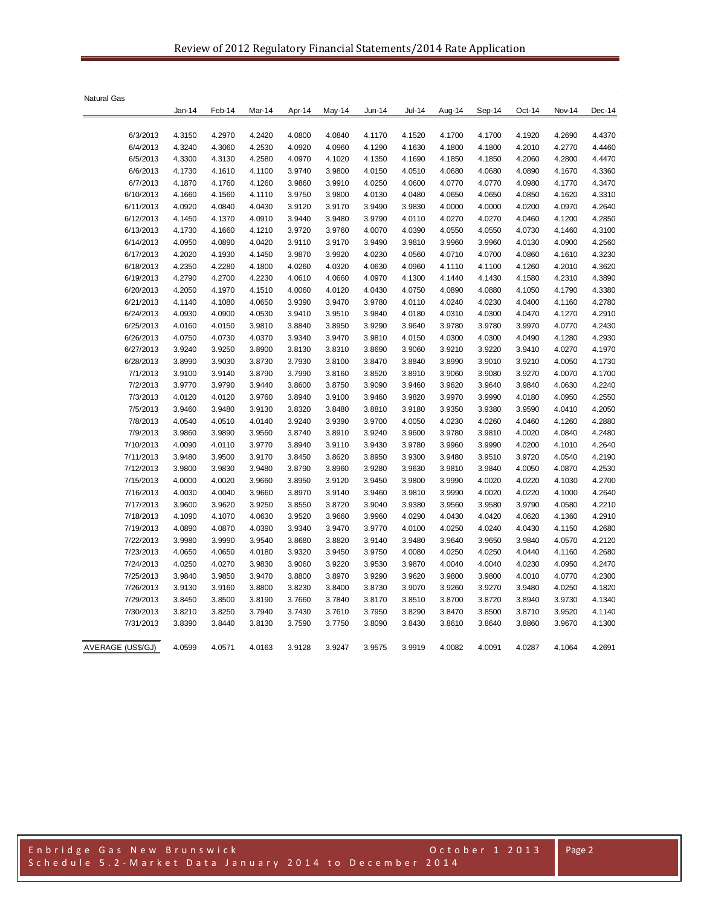Natural Gas

| | Jan-14 | Feb-14 | Mar-14 | Apr-14 | May-14 | Jun-14 | Jul-14 | Aug-14 | Sep-14 | Oct-14 | Nov-14 | Dec-14 |
|---|---|---|---|---|---|---|---|---|---|---|---|---|
| 6/3/2013 | 4.3150 | 4.2970 | 4.2420 | 4.0800 | 4.0840 | 4.1170 | 4.1520 | 4.1700 | 4.1700 | 4.1920 | 4.2690 | 4.4370 |
| 6/4/2013 | 4.3240 | 4.3060 | 4.2530 | 4.0920 | 4.0960 | 4.1290 | 4.1630 | 4.1800 | 4.1800 | 4.2010 | 4.2770 | 4.4460 |
| 6/5/2013 | 4.3300 | 4.3130 | 4.2580 | 4.0970 | 4.1020 | 4.1350 | 4.1690 | 4.1850 | 4.1850 | 4.2060 | 4.2800 | 4.4470 |
| 6/6/2013 | 4.1730 | 4.1610 | 4.1100 | 3.9740 | 3.9800 | 4.0150 | 4.0510 | 4.0680 | 4.0680 | 4.0890 | 4.1670 | 4.3360 |
| 6/7/2013 | 4.1870 | 4.1760 | 4.1260 | 3.9860 | 3.9910 | 4.0250 | 4.0600 | 4.0770 | 4.0770 | 4.0980 | 4.1770 | 4.3470 |
| 6/10/2013 | 4.1660 | 4.1560 | 4.1110 | 3.9750 | 3.9800 | 4.0130 | 4.0480 | 4.0650 | 4.0650 | 4.0850 | 4.1620 | 4.3310 |
| 6/11/2013 | 4.0920 | 4.0840 | 4.0430 | 3.9120 | 3.9170 | 3.9490 | 3.9830 | 4.0000 | 4.0000 | 4.0200 | 4.0970 | 4.2640 |
| 6/12/2013 | 4.1450 | 4.1370 | 4.0910 | 3.9440 | 3.9480 | 3.9790 | 4.0110 | 4.0270 | 4.0270 | 4.0460 | 4.1200 | 4.2850 |
| 6/13/2013 | 4.1730 | 4.1660 | 4.1210 | 3.9720 | 3.9760 | 4.0070 | 4.0390 | 4.0550 | 4.0550 | 4.0730 | 4.1460 | 4.3100 |
| 6/14/2013 | 4.0950 | 4.0890 | 4.0420 | 3.9110 | 3.9170 | 3.9490 | 3.9810 | 3.9960 | 3.9960 | 4.0130 | 4.0900 | 4.2560 |
| 6/17/2013 | 4.2020 | 4.1930 | 4.1450 | 3.9870 | 3.9920 | 4.0230 | 4.0560 | 4.0710 | 4.0700 | 4.0860 | 4.1610 | 4.3230 |
| 6/18/2013 | 4.2350 | 4.2280 | 4.1800 | 4.0260 | 4.0320 | 4.0630 | 4.0960 | 4.1110 | 4.1100 | 4.1260 | 4.2010 | 4.3620 |
| 6/19/2013 | 4.2790 | 4.2700 | 4.2230 | 4.0610 | 4.0660 | 4.0970 | 4.1300 | 4.1440 | 4.1430 | 4.1580 | 4.2310 | 4.3890 |
| 6/20/2013 | 4.2050 | 4.1970 | 4.1510 | 4.0060 | 4.0120 | 4.0430 | 4.0750 | 4.0890 | 4.0880 | 4.1050 | 4.1790 | 4.3380 |
| 6/21/2013 | 4.1140 | 4.1080 | 4.0650 | 3.9390 | 3.9470 | 3.9780 | 4.0110 | 4.0240 | 4.0230 | 4.0400 | 4.1160 | 4.2780 |
| 6/24/2013 | 4.0930 | 4.0900 | 4.0530 | 3.9410 | 3.9510 | 3.9840 | 4.0180 | 4.0310 | 4.0300 | 4.0470 | 4.1270 | 4.2910 |
| 6/25/2013 | 4.0160 | 4.0150 | 3.9810 | 3.8840 | 3.8950 | 3.9290 | 3.9640 | 3.9780 | 3.9780 | 3.9970 | 4.0770 | 4.2430 |
| 6/26/2013 | 4.0750 | 4.0730 | 4.0370 | 3.9340 | 3.9470 | 3.9810 | 4.0150 | 4.0300 | 4.0300 | 4.0490 | 4.1280 | 4.2930 |
| 6/27/2013 | 3.9240 | 3.9250 | 3.8900 | 3.8130 | 3.8310 | 3.8690 | 3.9060 | 3.9210 | 3.9220 | 3.9410 | 4.0270 | 4.1970 |
| 6/28/2013 | 3.8990 | 3.9030 | 3.8730 | 3.7930 | 3.8100 | 3.8470 | 3.8840 | 3.8990 | 3.9010 | 3.9210 | 4.0050 | 4.1730 |
| 7/1/2013 | 3.9100 | 3.9140 | 3.8790 | 3.7990 | 3.8160 | 3.8520 | 3.8910 | 3.9060 | 3.9080 | 3.9270 | 4.0070 | 4.1700 |
| 7/2/2013 | 3.9770 | 3.9790 | 3.9440 | 3.8600 | 3.8750 | 3.9090 | 3.9460 | 3.9620 | 3.9640 | 3.9840 | 4.0630 | 4.2240 |
| 7/3/2013 | 4.0120 | 4.0120 | 3.9760 | 3.8940 | 3.9100 | 3.9460 | 3.9820 | 3.9970 | 3.9990 | 4.0180 | 4.0950 | 4.2550 |
| 7/5/2013 | 3.9460 | 3.9480 | 3.9130 | 3.8320 | 3.8480 | 3.8810 | 3.9180 | 3.9350 | 3.9380 | 3.9590 | 4.0410 | 4.2050 |
| 7/8/2013 | 4.0540 | 4.0510 | 4.0140 | 3.9240 | 3.9390 | 3.9700 | 4.0050 | 4.0230 | 4.0260 | 4.0460 | 4.1260 | 4.2880 |
| 7/9/2013 | 3.9860 | 3.9890 | 3.9560 | 3.8740 | 3.8910 | 3.9240 | 3.9600 | 3.9780 | 3.9810 | 4.0020 | 4.0840 | 4.2480 |
| 7/10/2013 | 4.0090 | 4.0110 | 3.9770 | 3.8940 | 3.9110 | 3.9430 | 3.9780 | 3.9960 | 3.9990 | 4.0200 | 4.1010 | 4.2640 |
| 7/11/2013 | 3.9480 | 3.9500 | 3.9170 | 3.8450 | 3.8620 | 3.8950 | 3.9300 | 3.9480 | 3.9510 | 3.9720 | 4.0540 | 4.2190 |
| 7/12/2013 | 3.9800 | 3.9830 | 3.9480 | 3.8790 | 3.8960 | 3.9280 | 3.9630 | 3.9810 | 3.9840 | 4.0050 | 4.0870 | 4.2530 |
| 7/15/2013 | 4.0000 | 4.0020 | 3.9660 | 3.8950 | 3.9120 | 3.9450 | 3.9800 | 3.9990 | 4.0020 | 4.0220 | 4.1030 | 4.2700 |
| 7/16/2013 | 4.0030 | 4.0040 | 3.9660 | 3.8970 | 3.9140 | 3.9460 | 3.9810 | 3.9990 | 4.0020 | 4.0220 | 4.1000 | 4.2640 |
| 7/17/2013 | 3.9600 | 3.9620 | 3.9250 | 3.8550 | 3.8720 | 3.9040 | 3.9380 | 3.9560 | 3.9580 | 3.9790 | 4.0580 | 4.2210 |
| 7/18/2013 | 4.1090 | 4.1070 | 4.0630 | 3.9520 | 3.9660 | 3.9960 | 4.0290 | 4.0430 | 4.0420 | 4.0620 | 4.1360 | 4.2910 |
| 7/19/2013 | 4.0890 | 4.0870 | 4.0390 | 3.9340 | 3.9470 | 3.9770 | 4.0100 | 4.0250 | 4.0240 | 4.0430 | 4.1150 | 4.2680 |
| 7/22/2013 | 3.9980 | 3.9990 | 3.9540 | 3.8680 | 3.8820 | 3.9140 | 3.9480 | 3.9640 | 3.9650 | 3.9840 | 4.0570 | 4.2120 |
| 7/23/2013 | 4.0650 | 4.0650 | 4.0180 | 3.9320 | 3.9450 | 3.9750 | 4.0080 | 4.0250 | 4.0250 | 4.0440 | 4.1160 | 4.2680 |
| 7/24/2013 | 4.0250 | 4.0270 | 3.9830 | 3.9060 | 3.9220 | 3.9530 | 3.9870 | 4.0040 | 4.0040 | 4.0230 | 4.0950 | 4.2470 |
| 7/25/2013 | 3.9840 | 3.9850 | 3.9470 | 3.8800 | 3.8970 | 3.9290 | 3.9620 | 3.9800 | 3.9800 | 4.0010 | 4.0770 | 4.2300 |
| 7/26/2013 | 3.9130 | 3.9160 | 3.8800 | 3.8230 | 3.8400 | 3.8730 | 3.9070 | 3.9260 | 3.9270 | 3.9480 | 4.0250 | 4.1820 |
| 7/29/2013 | 3.8450 | 3.8500 | 3.8190 | 3.7660 | 3.7840 | 3.8170 | 3.8510 | 3.8700 | 3.8720 | 3.8940 | 3.9730 | 4.1340 |
| 7/30/2013 | 3.8210 | 3.8250 | 3.7940 | 3.7430 | 3.7610 | 3.7950 | 3.8290 | 3.8470 | 3.8500 | 3.8710 | 3.9520 | 4.1140 |
| 7/31/2013 | 3.8390 | 3.8440 | 3.8130 | 3.7590 | 3.7750 | 3.8090 | 3.8430 | 3.8610 | 3.8640 | 3.8860 | 3.9670 | 4.1300 |
| AVERAGE (US$/GJ) | 4.0599 | 4.0571 | 4.0163 | 3.9128 | 3.9247 | 3.9575 | 3.9919 | 4.0082 | 4.0091 | 4.0287 | 4.1064 | 4.2691 |

Schedule 5.2 - Market Data January 2014 to December 2014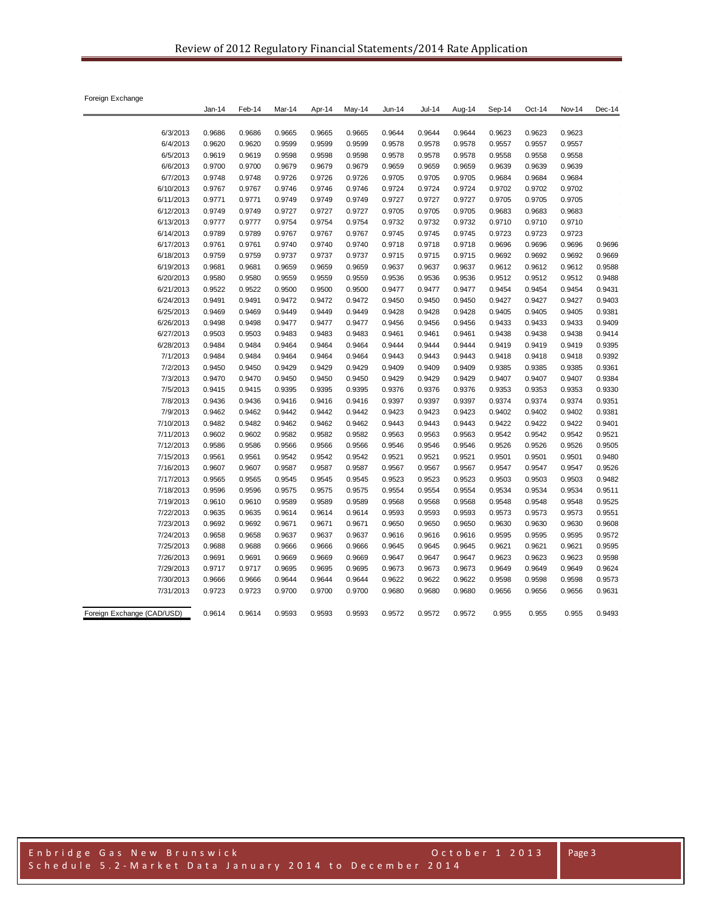Foreign Exchange

| | Jan-14 | Feb-14 | Mar-14 | Apr-14 | May-14 | Jun-14 | Jul-14 | Aug-14 | Sep-14 | Oct-14 | Nov-14 | Dec-14 |
|---|---|---|---|---|---|---|---|---|---|---|---|---|
| 6/3/2013 | 0.9686 | 0.9686 | 0.9665 | 0.9665 | 0.9665 | 0.9644 | 0.9644 | 0.9644 | 0.9623 | 0.9623 | 0.9623 | |
| 6/4/2013 | 0.9620 | 0.9620 | 0.9599 | 0.9599 | 0.9599 | 0.9578 | 0.9578 | 0.9578 | 0.9557 | 0.9557 | 0.9557 | |
| 6/5/2013 | 0.9619 | 0.9619 | 0.9598 | 0.9598 | 0.9598 | 0.9578 | 0.9578 | 0.9578 | 0.9558 | 0.9558 | 0.9558 | |
| 6/6/2013 | 0.9700 | 0.9700 | 0.9679 | 0.9679 | 0.9679 | 0.9659 | 0.9659 | 0.9659 | 0.9639 | 0.9639 | 0.9639 | |
| 6/7/2013 | 0.9748 | 0.9748 | 0.9726 | 0.9726 | 0.9726 | 0.9705 | 0.9705 | 0.9705 | 0.9684 | 0.9684 | 0.9684 | |
| 6/10/2013 | 0.9767 | 0.9767 | 0.9746 | 0.9746 | 0.9746 | 0.9724 | 0.9724 | 0.9724 | 0.9702 | 0.9702 | 0.9702 | |
| 6/11/2013 | 0.9771 | 0.9771 | 0.9749 | 0.9749 | 0.9749 | 0.9727 | 0.9727 | 0.9727 | 0.9705 | 0.9705 | 0.9705 | |
| 6/12/2013 | 0.9749 | 0.9749 | 0.9727 | 0.9727 | 0.9727 | 0.9705 | 0.9705 | 0.9705 | 0.9683 | 0.9683 | 0.9683 | |
| 6/13/2013 | 0.9777 | 0.9777 | 0.9754 | 0.9754 | 0.9754 | 0.9732 | 0.9732 | 0.9732 | 0.9710 | 0.9710 | 0.9710 | |
| 6/14/2013 | 0.9789 | 0.9789 | 0.9767 | 0.9767 | 0.9767 | 0.9745 | 0.9745 | 0.9745 | 0.9723 | 0.9723 | 0.9723 | |
| 6/17/2013 | 0.9761 | 0.9761 | 0.9740 | 0.9740 | 0.9740 | 0.9718 | 0.9718 | 0.9718 | 0.9696 | 0.9696 | 0.9696 | 0.9696 |
| 6/18/2013 | 0.9759 | 0.9759 | 0.9737 | 0.9737 | 0.9737 | 0.9715 | 0.9715 | 0.9715 | 0.9692 | 0.9692 | 0.9692 | 0.9669 |
| 6/19/2013 | 0.9681 | 0.9681 | 0.9659 | 0.9659 | 0.9659 | 0.9637 | 0.9637 | 0.9637 | 0.9612 | 0.9612 | 0.9612 | 0.9588 |
| 6/20/2013 | 0.9580 | 0.9580 | 0.9559 | 0.9559 | 0.9559 | 0.9536 | 0.9536 | 0.9536 | 0.9512 | 0.9512 | 0.9512 | 0.9488 |
| 6/21/2013 | 0.9522 | 0.9522 | 0.9500 | 0.9500 | 0.9500 | 0.9477 | 0.9477 | 0.9477 | 0.9454 | 0.9454 | 0.9454 | 0.9431 |
| 6/24/2013 | 0.9491 | 0.9491 | 0.9472 | 0.9472 | 0.9472 | 0.9450 | 0.9450 | 0.9450 | 0.9427 | 0.9427 | 0.9427 | 0.9403 |
| 6/25/2013 | 0.9469 | 0.9469 | 0.9449 | 0.9449 | 0.9449 | 0.9428 | 0.9428 | 0.9428 | 0.9405 | 0.9405 | 0.9405 | 0.9381 |
| 6/26/2013 | 0.9498 | 0.9498 | 0.9477 | 0.9477 | 0.9477 | 0.9456 | 0.9456 | 0.9456 | 0.9433 | 0.9433 | 0.9433 | 0.9409 |
| 6/27/2013 | 0.9503 | 0.9503 | 0.9483 | 0.9483 | 0.9483 | 0.9461 | 0.9461 | 0.9461 | 0.9438 | 0.9438 | 0.9438 | 0.9414 |
| 6/28/2013 | 0.9484 | 0.9484 | 0.9464 | 0.9464 | 0.9464 | 0.9444 | 0.9444 | 0.9444 | 0.9419 | 0.9419 | 0.9419 | 0.9395 |
| 7/1/2013 | 0.9484 | 0.9484 | 0.9464 | 0.9464 | 0.9464 | 0.9443 | 0.9443 | 0.9443 | 0.9418 | 0.9418 | 0.9418 | 0.9392 |
| 7/2/2013 | 0.9450 | 0.9450 | 0.9429 | 0.9429 | 0.9429 | 0.9409 | 0.9409 | 0.9409 | 0.9385 | 0.9385 | 0.9385 | 0.9361 |
| 7/3/2013 | 0.9470 | 0.9470 | 0.9450 | 0.9450 | 0.9450 | 0.9429 | 0.9429 | 0.9429 | 0.9407 | 0.9407 | 0.9407 | 0.9384 |
| 7/5/2013 | 0.9415 | 0.9415 | 0.9395 | 0.9395 | 0.9395 | 0.9376 | 0.9376 | 0.9376 | 0.9353 | 0.9353 | 0.9353 | 0.9330 |
| 7/8/2013 | 0.9436 | 0.9436 | 0.9416 | 0.9416 | 0.9416 | 0.9397 | 0.9397 | 0.9397 | 0.9374 | 0.9374 | 0.9374 | 0.9351 |
| 7/9/2013 | 0.9462 | 0.9462 | 0.9442 | 0.9442 | 0.9442 | 0.9423 | 0.9423 | 0.9423 | 0.9402 | 0.9402 | 0.9402 | 0.9381 |
| 7/10/2013 | 0.9482 | 0.9482 | 0.9462 | 0.9462 | 0.9462 | 0.9443 | 0.9443 | 0.9443 | 0.9422 | 0.9422 | 0.9422 | 0.9401 |
| 7/11/2013 | 0.9602 | 0.9602 | 0.9582 | 0.9582 | 0.9582 | 0.9563 | 0.9563 | 0.9563 | 0.9542 | 0.9542 | 0.9542 | 0.9521 |
| 7/12/2013 | 0.9586 | 0.9586 | 0.9566 | 0.9566 | 0.9566 | 0.9546 | 0.9546 | 0.9546 | 0.9526 | 0.9526 | 0.9526 | 0.9505 |
| 7/15/2013 | 0.9561 | 0.9561 | 0.9542 | 0.9542 | 0.9542 | 0.9521 | 0.9521 | 0.9521 | 0.9501 | 0.9501 | 0.9501 | 0.9480 |
| 7/16/2013 | 0.9607 | 0.9607 | 0.9587 | 0.9587 | 0.9587 | 0.9567 | 0.9567 | 0.9567 | 0.9547 | 0.9547 | 0.9547 | 0.9526 |
| 7/17/2013 | 0.9565 | 0.9565 | 0.9545 | 0.9545 | 0.9545 | 0.9523 | 0.9523 | 0.9523 | 0.9503 | 0.9503 | 0.9503 | 0.9482 |
| 7/18/2013 | 0.9596 | 0.9596 | 0.9575 | 0.9575 | 0.9575 | 0.9554 | 0.9554 | 0.9554 | 0.9534 | 0.9534 | 0.9534 | 0.9511 |
| 7/19/2013 | 0.9610 | 0.9610 | 0.9589 | 0.9589 | 0.9589 | 0.9568 | 0.9568 | 0.9568 | 0.9548 | 0.9548 | 0.9548 | 0.9525 |
| 7/22/2013 | 0.9635 | 0.9635 | 0.9614 | 0.9614 | 0.9614 | 0.9593 | 0.9593 | 0.9593 | 0.9573 | 0.9573 | 0.9573 | 0.9551 |
| 7/23/2013 | 0.9692 | 0.9692 | 0.9671 | 0.9671 | 0.9671 | 0.9650 | 0.9650 | 0.9650 | 0.9630 | 0.9630 | 0.9630 | 0.9608 |
| 7/24/2013 | 0.9658 | 0.9658 | 0.9637 | 0.9637 | 0.9637 | 0.9616 | 0.9616 | 0.9616 | 0.9595 | 0.9595 | 0.9595 | 0.9572 |
| 7/25/2013 | 0.9688 | 0.9688 | 0.9666 | 0.9666 | 0.9666 | 0.9645 | 0.9645 | 0.9645 | 0.9621 | 0.9621 | 0.9621 | 0.9595 |
| 7/26/2013 | 0.9691 | 0.9691 | 0.9669 | 0.9669 | 0.9669 | 0.9647 | 0.9647 | 0.9647 | 0.9623 | 0.9623 | 0.9623 | 0.9598 |
| 7/29/2013 | 0.9717 | 0.9717 | 0.9695 | 0.9695 | 0.9695 | 0.9673 | 0.9673 | 0.9673 | 0.9649 | 0.9649 | 0.9649 | 0.9624 |
| 7/30/2013 | 0.9666 | 0.9666 | 0.9644 | 0.9644 | 0.9644 | 0.9622 | 0.9622 | 0.9622 | 0.9598 | 0.9598 | 0.9598 | 0.9573 |
| 7/31/2013 | 0.9723 | 0.9723 | 0.9700 | 0.9700 | 0.9700 | 0.9680 | 0.9680 | 0.9680 | 0.9656 | 0.9656 | 0.9656 | 0.9631 |
| Foreign Exchange (CAD/USD) | 0.9614 | 0.9614 | 0.9593 | 0.9593 | 0.9593 | 0.9572 | 0.9572 | 0.9572 | 0.955 | 0.955 | 0.955 | 0.9493 |